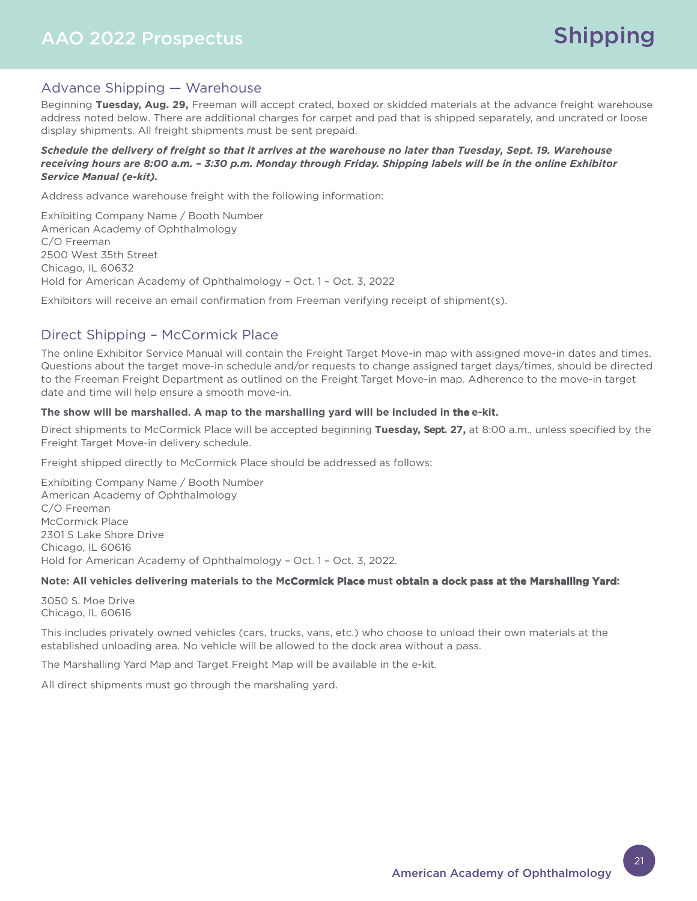# Shipping

## Advance Shipping — Warehouse

Beginning **Tuesday, Aug. 29,** Freeman will accept crated, boxed or skidded materials at the advance freight warehouse address noted below. There are additional charges for carpet and pad that is shipped separately, and uncrated or loose display shipments. All freight shipments must be sent prepaid.

***Schedule the delivery of freight so that it arrives at the warehouse no later than Tuesday, Sept. 19. Warehouse receiving hours are 8:00 a.m. – 3:30 p.m. Monday through Friday. Shipping labels will be in the online Exhibitor Service Manual (e-kit).***

Address advance warehouse freight with the following information:

Exhibiting Company Name / Booth Number
American Academy of Ophthalmology
C/O Freeman
2500 West 35th Street
Chicago, IL 60632
Hold for American Academy of Ophthalmology – Oct. 1 – Oct. 3, 2022

Exhibitors will receive an email confirmation from Freeman verifying receipt of shipment(s).

## Direct Shipping – McCormick Place

The online Exhibitor Service Manual will contain the Freight Target Move-in map with assigned move-in dates and times. Questions about the target move-in schedule and/or requests to change assigned target days/times, should be directed to the Freeman Freight Department as outlined on the Freight Target Move-in map. Adherence to the move-in target date and time will help ensure a smooth move-in.

**The show will be marshalled. A map to the marshalling yard will be included in the e-kit.**

Direct shipments to McCormick Place will be accepted beginning **Tuesday, Sept. 27,** at 8:00 a.m., unless specified by the Freight Target Move-in delivery schedule.

Freight shipped directly to McCormick Place should be addressed as follows:

Exhibiting Company Name / Booth Number
American Academy of Ophthalmology
C/O Freeman
McCormick Place
2301 S Lake Shore Drive
Chicago, IL 60616
Hold for American Academy of Ophthalmology – Oct. 1 – Oct. 3, 2022.

**Note: All vehicles delivering materials to the McCormick Place must obtain a dock pass at the Marshalling Yard:**

3050 S. Moe Drive
Chicago, IL 60616

This includes privately owned vehicles (cars, trucks, vans, etc.) who choose to unload their own materials at the established unloading area. No vehicle will be allowed to the dock area without a pass.

The Marshalling Yard Map and Target Freight Map will be available in the e-kit.

All direct shipments must go through the marshaling yard.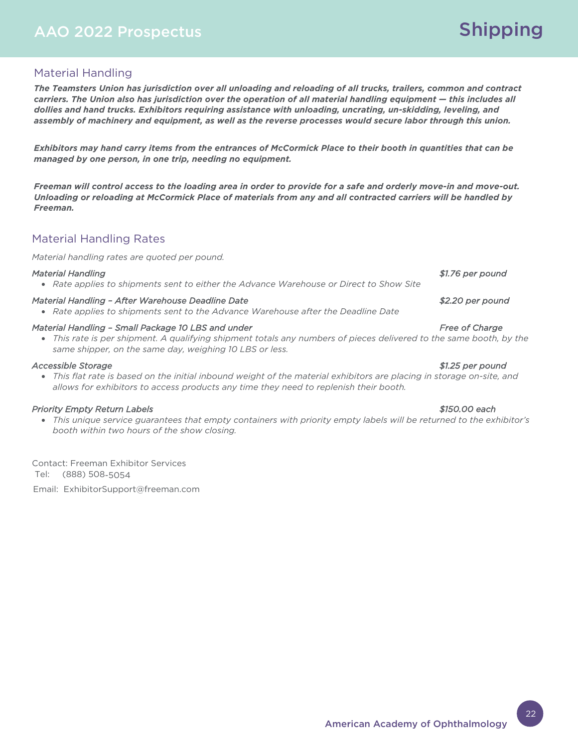## Material Handling

***The Teamsters Union has jurisdiction over all unloading and reloading of all trucks, trailers, common and contract carriers. The Union also has jurisdiction over the operation of all material handling equipment — this includes all dollies and hand trucks. Exhibitors requiring assistance with unloading, uncrating, un-skidding, leveling, and assembly of machinery and equipment, as well as the reverse processes would secure labor through this union.***

***Exhibitors may hand carry items from the entrances of McCormick Place to their booth in quantities that can be managed by one person, in one trip, needing no equipment.***

***Freeman will control access to the loading area in order to provide for a safe and orderly move-in and move-out. Unloading or reloading at McCormick Place of materials from any and all contracted carriers will be handled by Freeman.***

## Material Handling Rates

*Material handling rates are quoted per pound.*

*Material Handling* — *$1.76 per pound*

- *Rate applies to shipments sent to either the Advance Warehouse or Direct to Show Site*

*Material Handling – After Warehouse Deadline Date* — *$2.20 per pound*

- *Rate applies to shipments sent to the Advance Warehouse after the Deadline Date*

*Material Handling – Small Package 10 LBS and under* — *Free of Charge*

- *This rate is per shipment. A qualifying shipment totals any numbers of pieces delivered to the same booth, by the same shipper, on the same day, weighing 10 LBS or less.*

*Accessible Storage* — *$1.25 per pound*

- *This flat rate is based on the initial inbound weight of the material exhibitors are placing in storage on-site, and allows for exhibitors to access products any time they need to replenish their booth.*

*Priority Empty Return Labels* — *$150.00 each*

- *This unique service guarantees that empty containers with priority empty labels will be returned to the exhibitor's booth within two hours of the show closing.*

Contact: Freeman Exhibitor Services
Tel: (888) 508-5054
Email: ExhibitorSupport@freeman.com